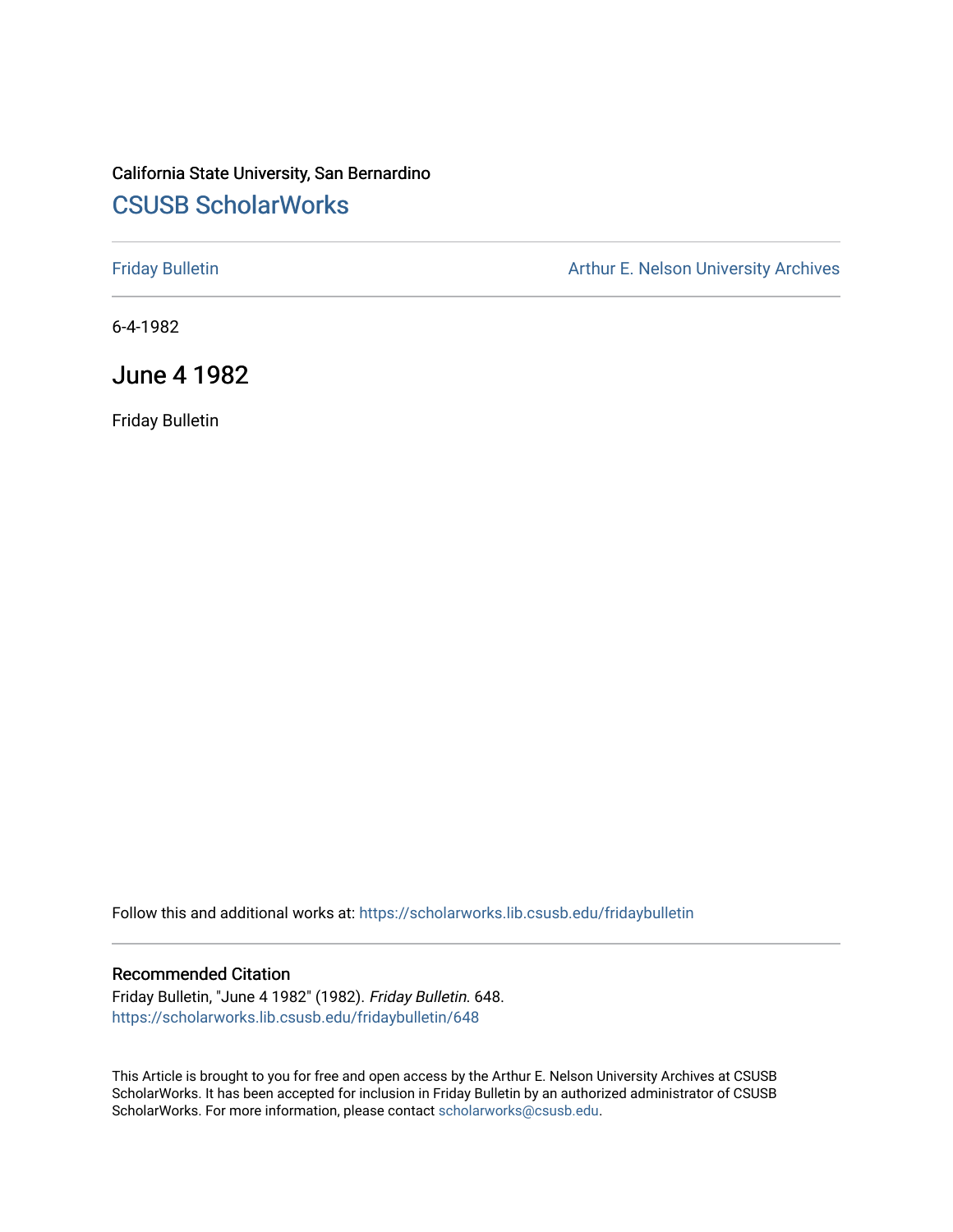California State University, San Bernardino

## CSUSB ScholarWorks

Friday Bulletin

Arthur E. Nelson University Archives

6-4-1982

# June 4 1982

Friday Bulletin

Follow this and additional works at: https://scholarworks.lib.csusb.edu/fridaybulletin

### Recommended Citation

Friday Bulletin, "June 4 1982" (1982). *Friday Bulletin*. 648.
https://scholarworks.lib.csusb.edu/fridaybulletin/648

This Article is brought to you for free and open access by the Arthur E. Nelson University Archives at CSUSB ScholarWorks. It has been accepted for inclusion in Friday Bulletin by an authorized administrator of CSUSB ScholarWorks. For more information, please contact scholarworks@csusb.edu.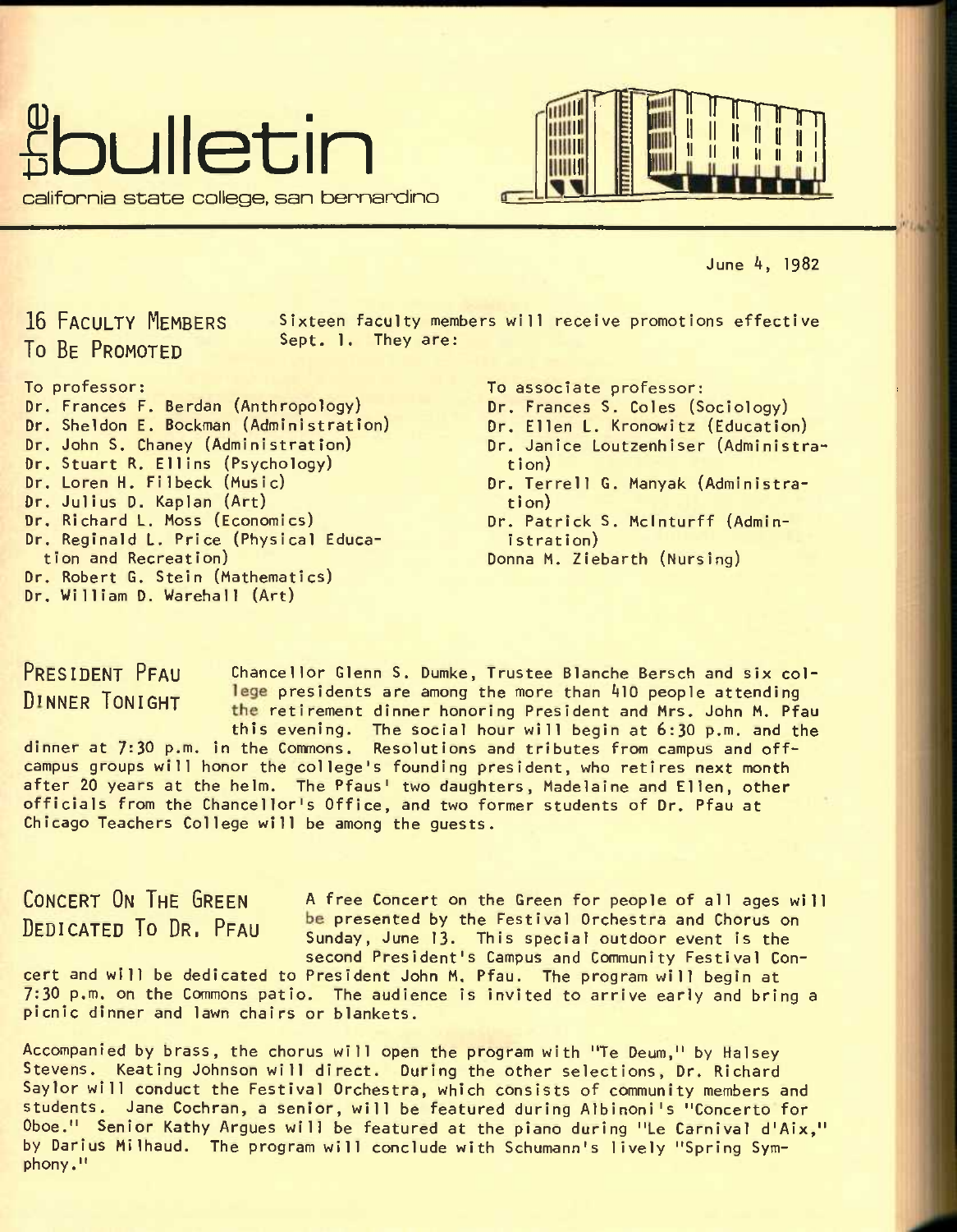# the bulletin

california state college, san bernardino

June 4, 1982

## 16 Faculty Members To Be Promoted

Sixteen faculty members will receive promotions effective Sept. 1. They are:

To professor:
- Dr. Frances F. Berdan (Anthropology)
- Dr. Sheldon E. Bockman (Administration)
- Dr. John S. Chaney (Administration)
- Dr. Stuart R. Ellins (Psychology)
- Dr. Loren H. Filbeck (Music)
- Dr. Julius D. Kaplan (Art)
- Dr. Richard L. Moss (Economics)
- Dr. Reginald L. Price (Physical Education and Recreation)
- Dr. Robert G. Stein (Mathematics)
- Dr. William D. Warehall (Art)

To associate professor:
- Dr. Frances S. Coles (Sociology)
- Dr. Ellen L. Kronowitz (Education)
- Dr. Janice Loutzenhiser (Administration)
- Dr. Terrell G. Manyak (Administration)
- Dr. Patrick S. McInturff (Administration)
- Donna M. Ziebarth (Nursing)

## President Pfau Dinner Tonight

Chancellor Glenn S. Dumke, Trustee Blanche Bersch and six college presidents are among the more than 410 people attending the retirement dinner honoring President and Mrs. John M. Pfau this evening. The social hour will begin at 6:30 p.m. and the dinner at 7:30 p.m. in the Commons. Resolutions and tributes from campus and off-campus groups will honor the college's founding president, who retires next month after 20 years at the helm. The Pfaus' two daughters, Madelaine and Ellen, other officials from the Chancellor's Office, and two former students of Dr. Pfau at Chicago Teachers College will be among the guests.

## Concert On The Green Dedicated To Dr. Pfau

A free Concert on the Green for people of all ages will be presented by the Festival Orchestra and Chorus on Sunday, June 13. This special outdoor event is the second President's Campus and Community Festival Concert and will be dedicated to President John M. Pfau. The program will begin at 7:30 p.m. on the Commons patio. The audience is invited to arrive early and bring a picnic dinner and lawn chairs or blankets.

Accompanied by brass, the chorus will open the program with "Te Deum," by Halsey Stevens. Keating Johnson will direct. During the other selections, Dr. Richard Saylor will conduct the Festival Orchestra, which consists of community members and students. Jane Cochran, a senior, will be featured during Albinoni's "Concerto for Oboe." Senior Kathy Argues will be featured at the piano during "Le Carnival d'Aix," by Darius Milhaud. The program will conclude with Schumann's lively "Spring Symphony."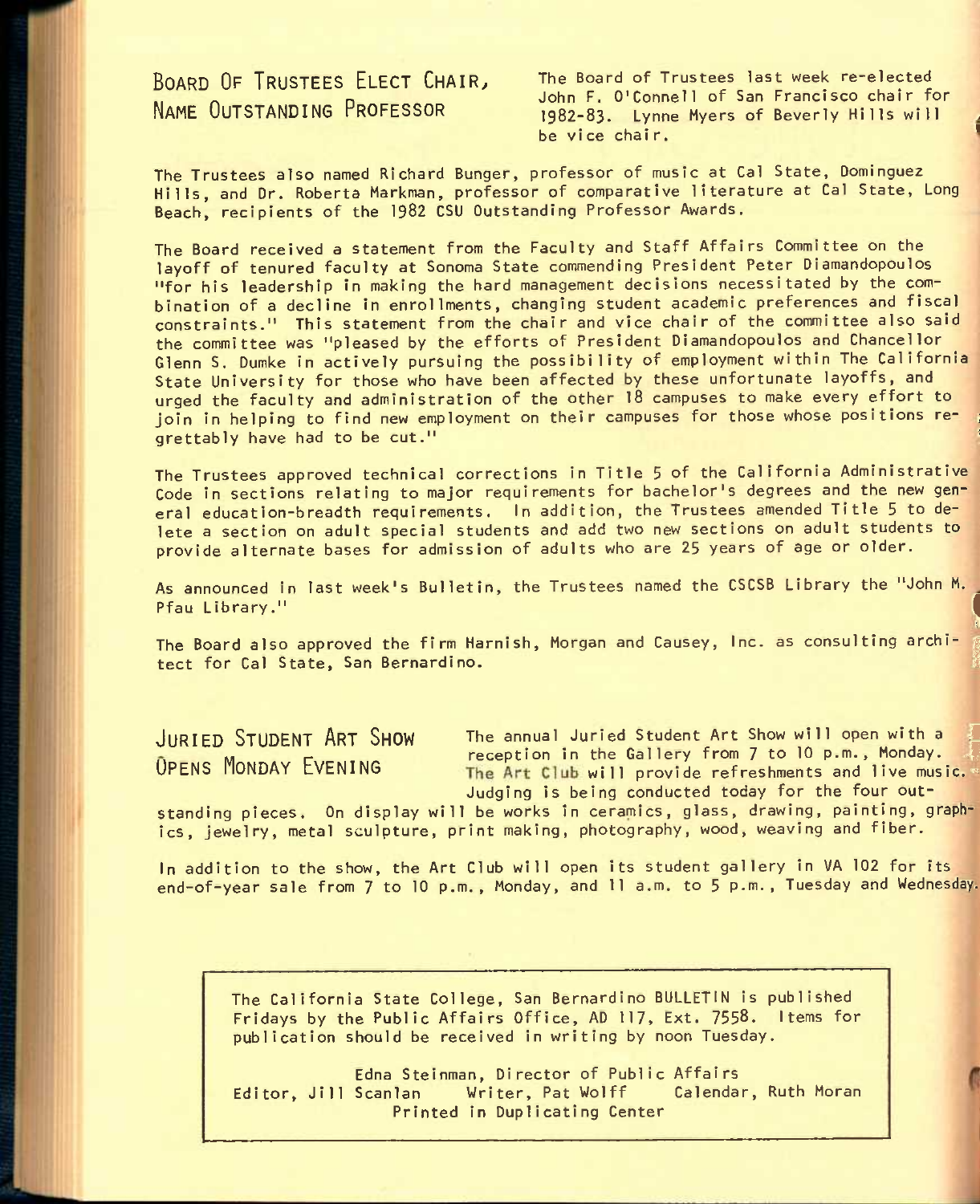## Board Of Trustees Elect Chair, Name Outstanding Professor

The Board of Trustees last week re-elected John F. O'Connell of San Francisco chair for 1982-83. Lynne Myers of Beverly Hills will be vice chair.

The Trustees also named Richard Bunger, professor of music at Cal State, Dominguez Hills, and Dr. Roberta Markman, professor of comparative literature at Cal State, Long Beach, recipients of the 1982 CSU Outstanding Professor Awards.

The Board received a statement from the Faculty and Staff Affairs Committee on the layoff of tenured faculty at Sonoma State commending President Peter Diamandopoulos "for his leadership in making the hard management decisions necessitated by the combination of a decline in enrollments, changing student academic preferences and fiscal constraints." This statement from the chair and vice chair of the committee also said the committee was "pleased by the efforts of President Diamandopoulos and Chancellor Glenn S. Dumke in actively pursuing the possibility of employment within The California State University for those who have been affected by these unfortunate layoffs, and urged the faculty and administration of the other 18 campuses to make every effort to join in helping to find new employment on their campuses for those whose positions regrettably have had to be cut."

The Trustees approved technical corrections in Title 5 of the California Administrative Code in sections relating to major requirements for bachelor's degrees and the new general education-breadth requirements. In addition, the Trustees amended Title 5 to delete a section on adult special students and add two new sections on adult students to provide alternate bases for admission of adults who are 25 years of age or older.

As announced in last week's Bulletin, the Trustees named the CSCSB Library the "John M. Pfau Library."

The Board also approved the firm Harnish, Morgan and Causey, Inc. as consulting architect for Cal State, San Bernardino.

## Juried Student Art Show Opens Monday Evening

The annual Juried Student Art Show will open with a reception in the Gallery from 7 to 10 p.m., Monday. The Art Club will provide refreshments and live music. Judging is being conducted today for the four outstanding pieces. On display will be works in ceramics, glass, drawing, painting, graphics, jewelry, metal sculpture, print making, photography, wood, weaving and fiber.

In addition to the show, the Art Club will open its student gallery in VA 102 for its end-of-year sale from 7 to 10 p.m., Monday, and 11 a.m. to 5 p.m., Tuesday and Wednesday.

---

The California State College, San Bernardino BULLETIN is published Fridays by the Public Affairs Office, AD 117, Ext. 7558. Items for publication should be received in writing by noon Tuesday.

Edna Steinman, Director of Public Affairs
Editor, Jill Scanlan  Writer, Pat Wolff  Calendar, Ruth Moran
Printed in Duplicating Center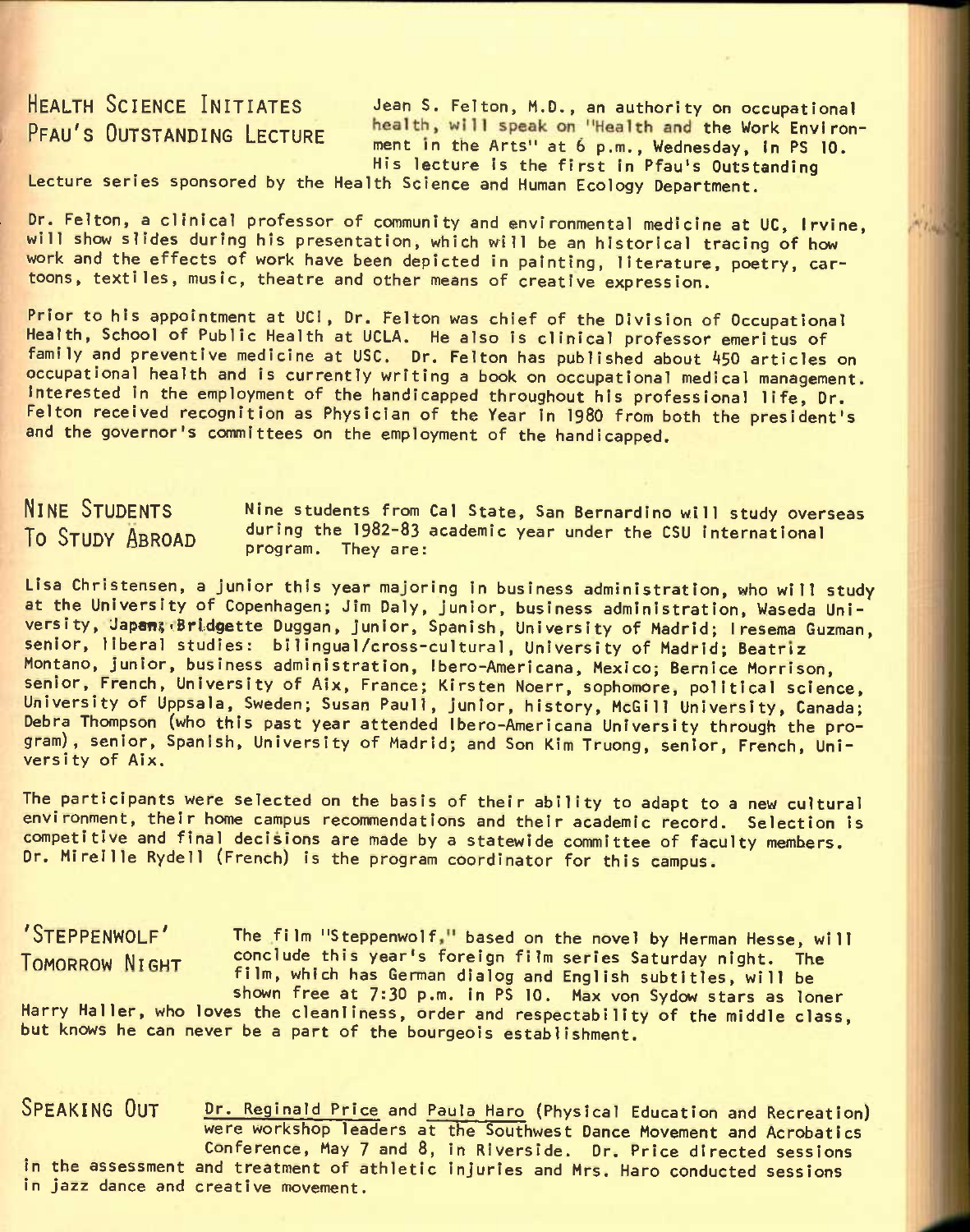## HEALTH SCIENCE INITIATES PFAU'S OUTSTANDING LECTURE

Jean S. Felton, M.D., an authority on occupational health, will speak on "Health and the Work Environment in the Arts" at 6 p.m., Wednesday, in PS 10. His lecture is the first in Pfau's Outstanding Lecture series sponsored by the Health Science and Human Ecology Department.

Dr. Felton, a clinical professor of community and environmental medicine at UC, Irvine, will show slides during his presentation, which will be an historical tracing of how work and the effects of work have been depicted in painting, literature, poetry, cartoons, textiles, music, theatre and other means of creative expression.

Prior to his appointment at UCI, Dr. Felton was chief of the Division of Occupational Health, School of Public Health at UCLA. He also is clinical professor emeritus of family and preventive medicine at USC. Dr. Felton has published about 450 articles on occupational health and is currently writing a book on occupational medical management. Interested in the employment of the handicapped throughout his professional life, Dr. Felton received recognition as Physician of the Year in 1980 from both the president's and the governor's committees on the employment of the handicapped.

## NINE STUDENTS TO STUDY ABROAD

Nine students from Cal State, San Bernardino will study overseas during the 1982-83 academic year under the CSU International program. They are:

Lisa Christensen, a junior this year majoring in business administration, who will study at the University of Copenhagen; Jim Daly, junior, business administration, Waseda University, Japan; Bridgette Duggan, junior, Spanish, University of Madrid; Iresema Guzman, senior, liberal studies: bilingual/cross-cultural, University of Madrid; Beatriz Montano, junior, business administration, Ibero-Americana, Mexico; Bernice Morrison, senior, French, University of Aix, France; Kirsten Noerr, sophomore, political science, University of Uppsala, Sweden; Susan Paull, junior, history, McGill University, Canada; Debra Thompson (who this past year attended Ibero-Americana University through the program), senior, Spanish, University of Madrid; and Son Kim Truong, senior, French, University of Aix.

The participants were selected on the basis of their ability to adapt to a new cultural environment, their home campus recommendations and their academic record. Selection is competitive and final decisions are made by a statewide committee of faculty members. Dr. Mireille Rydell (French) is the program coordinator for this campus.

## 'STEPPENWOLF' TOMORROW NIGHT

The film "Steppenwolf," based on the novel by Herman Hesse, will conclude this year's foreign film series Saturday night. The film, which has German dialog and English subtitles, will be shown free at 7:30 p.m. in PS 10. Max von Sydow stars as loner Harry Haller, who loves the cleanliness, order and respectability of the middle class, but knows he can never be a part of the bourgeois establishment.

## SPEAKING OUT

Dr. Reginald Price and Paula Haro (Physical Education and Recreation) were workshop leaders at the Southwest Dance Movement and Acrobatics Conference, May 7 and 8, in Riverside. Dr. Price directed sessions in the assessment and treatment of athletic injuries and Mrs. Haro conducted sessions in jazz dance and creative movement.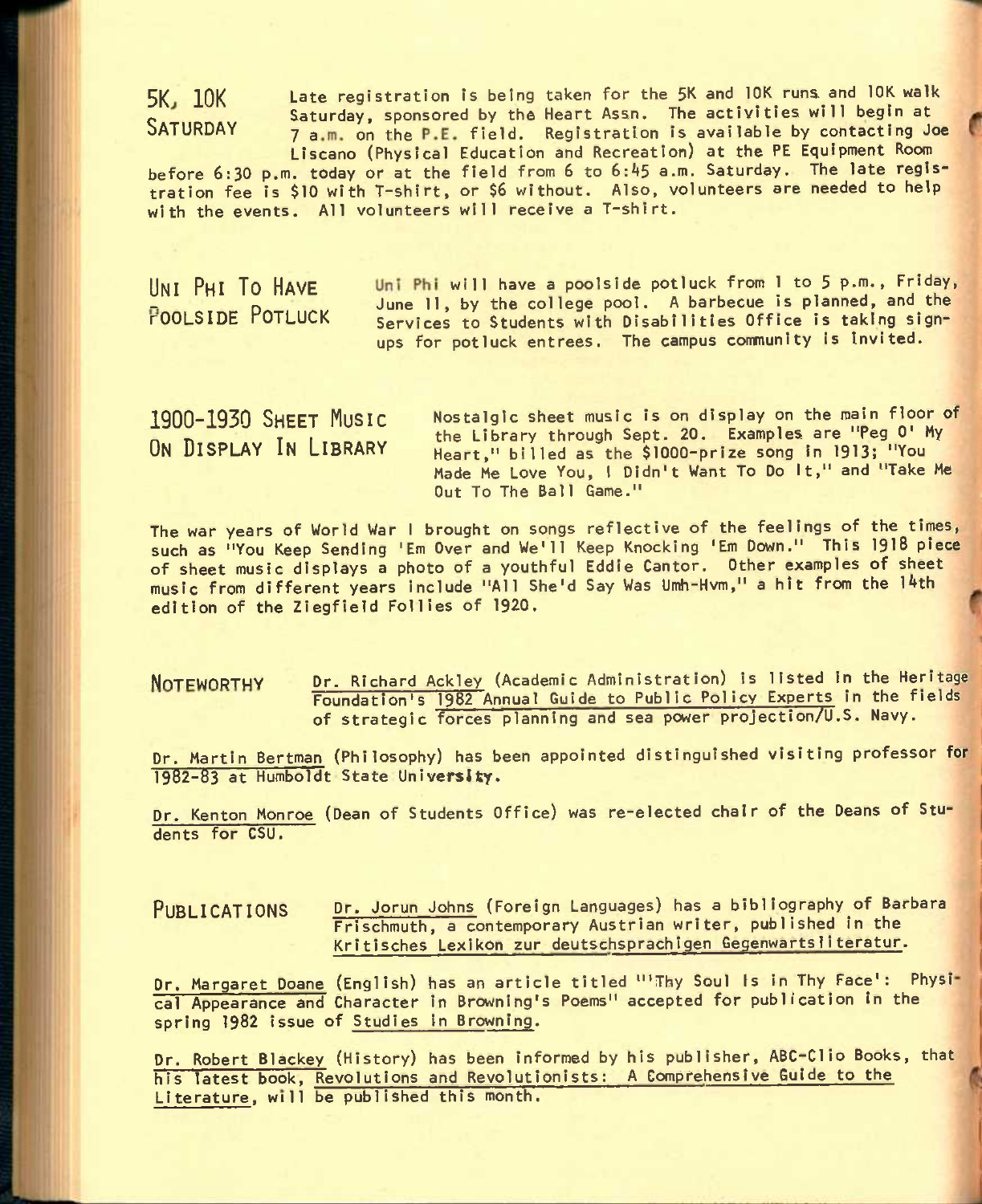## 5K, 10K SATURDAY

Late registration is being taken for the 5K and 10K runs and 10K walk Saturday, sponsored by the Heart Assn. The activities will begin at 7 a.m. on the P.E. field. Registration is available by contacting Joe Liscano (Physical Education and Recreation) at the PE Equipment Room before 6:30 p.m. today or at the field from 6 to 6:45 a.m. Saturday. The late registration fee is $10 with T-shirt, or $6 without. Also, volunteers are needed to help with the events. All volunteers will receive a T-shirt.

## UNI PHI TO HAVE POOLSIDE POTLUCK

Uni Phi will have a poolside potluck from 1 to 5 p.m., Friday, June 11, by the college pool. A barbecue is planned, and the Services to Students with Disabilities Office is taking sign-ups for potluck entrees. The campus community is invited.

## 1900-1930 SHEET MUSIC ON DISPLAY IN LIBRARY

Nostalgic sheet music is on display on the main floor of the Library through Sept. 20. Examples are "Peg O' My Heart," billed as the $1000-prize song in 1913; "You Made Me Love You, I Didn't Want To Do It," and "Take Me Out To The Ball Game."

The war years of World War I brought on songs reflective of the feelings of the times, such as "You Keep Sending 'Em Over and We'll Keep Knocking 'Em Down." This 1918 piece of sheet music displays a photo of a youthful Eddie Cantor. Other examples of sheet music from different years include "All She'd Say Was Umh-Hvm," a hit from the 14th edition of the Ziegfield Follies of 1920.

## NOTEWORTHY

Dr. Richard Ackley (Academic Administration) is listed in the Heritage Foundation's 1982 Annual Guide to Public Policy Experts in the fields of strategic forces planning and sea power projection/U.S. Navy.

Dr. Martin Bertman (Philosophy) has been appointed distinguished visiting professor for 1982-83 at Humboldt State University.

Dr. Kenton Monroe (Dean of Students Office) was re-elected chair of the Deans of Students for CSU.

## PUBLICATIONS

Dr. Jorun Johns (Foreign Languages) has a bibliography of Barbara Frischmuth, a contemporary Austrian writer, published in the Kritisches Lexikon zur deutschsprachigen Gegenwartsliteratur.

Dr. Margaret Doane (English) has an article titled "'Thy Soul Is in Thy Face': Physical Appearance and Character in Browning's Poems" accepted for publication in the spring 1982 issue of Studies in Browning.

Dr. Robert Blackey (History) has been informed by his publisher, ABC-Clio Books, that his latest book, Revolutions and Revolutionists: A Comprehensive Guide to the Literature, will be published this month.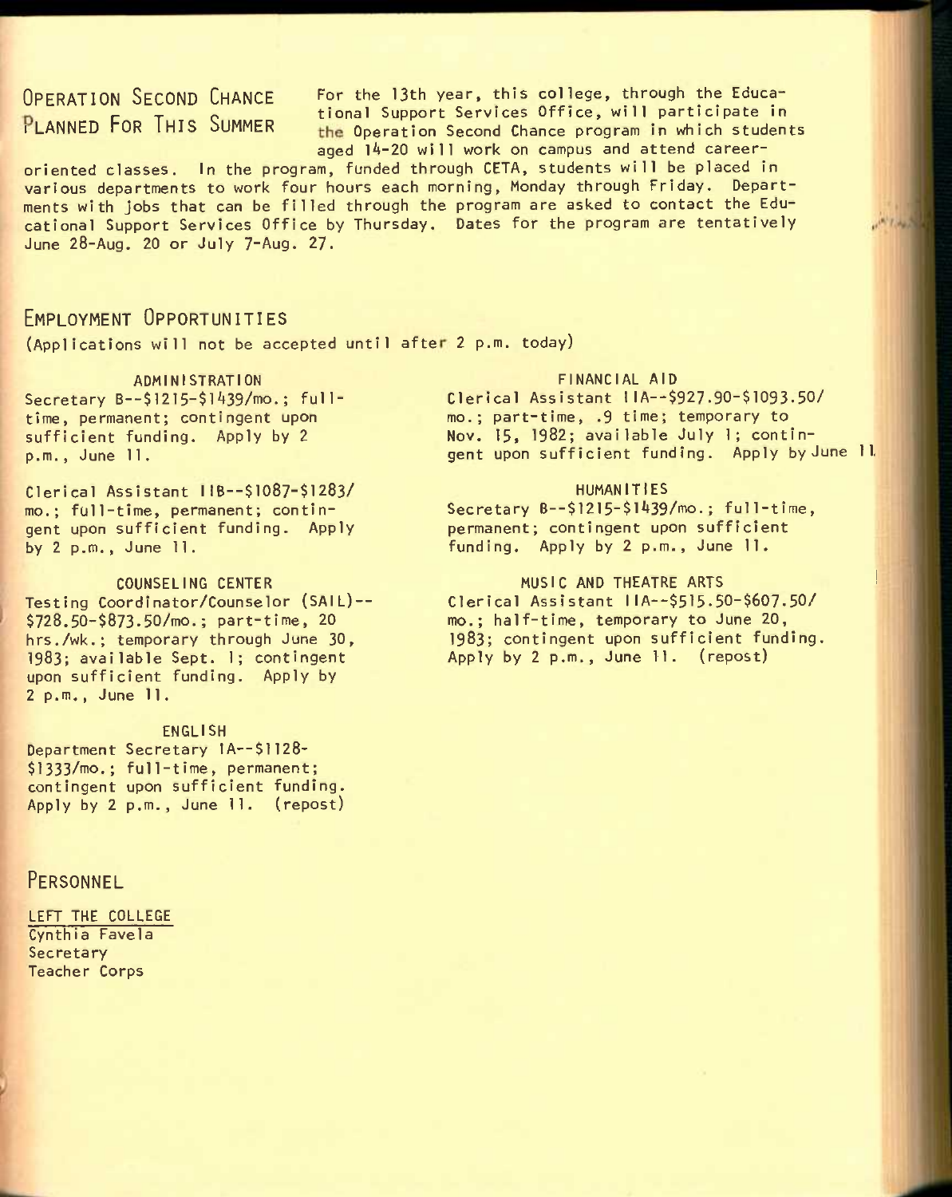## Operation Second Chance Planned For This Summer

For the 13th year, this college, through the Educational Support Services Office, will participate in the Operation Second Chance program in which students aged 14-20 will work on campus and attend career-oriented classes. In the program, funded through CETA, students will be placed in various departments to work four hours each morning, Monday through Friday. Departments with jobs that can be filled through the program are asked to contact the Educational Support Services Office by Thursday. Dates for the program are tentatively June 28-Aug. 20 or July 7-Aug. 27.

## Employment Opportunities

(Applications will not be accepted until after 2 p.m. today)

**ADMINISTRATION**

Secretary B--$1215-$1439/mo.; full-time, permanent; contingent upon sufficient funding. Apply by 2 p.m., June 11.

Clerical Assistant IIB--$1087-$1283/mo.; full-time, permanent; contingent upon sufficient funding. Apply by 2 p.m., June 11.

**COUNSELING CENTER**

Testing Coordinator/Counselor (SAIL)--$728.50-$873.50/mo.; part-time, 20 hrs./wk.; temporary through June 30, 1983; available Sept. 1; contingent upon sufficient funding. Apply by 2 p.m., June 11.

**ENGLISH**

Department Secretary IA--$1128-$1333/mo.; full-time, permanent; contingent upon sufficient funding. Apply by 2 p.m., June 11. (repost)

**FINANCIAL AID**

Clerical Assistant IIA--$927.90-$1093.50/mo.; part-time, .9 time; temporary to Nov. 15, 1982; available July 1; contingent upon sufficient funding. Apply by June 11.

**HUMANITIES**

Secretary B--$1215-$1439/mo.; full-time, permanent; contingent upon sufficient funding. Apply by 2 p.m., June 11.

**MUSIC AND THEATRE ARTS**

Clerical Assistant IIA--$515.50-$607.50/mo.; half-time, temporary to June 20, 1983; contingent upon sufficient funding. Apply by 2 p.m., June 11. (repost)

## Personnel

LEFT THE COLLEGE

Cynthia Favela
Secretary
Teacher Corps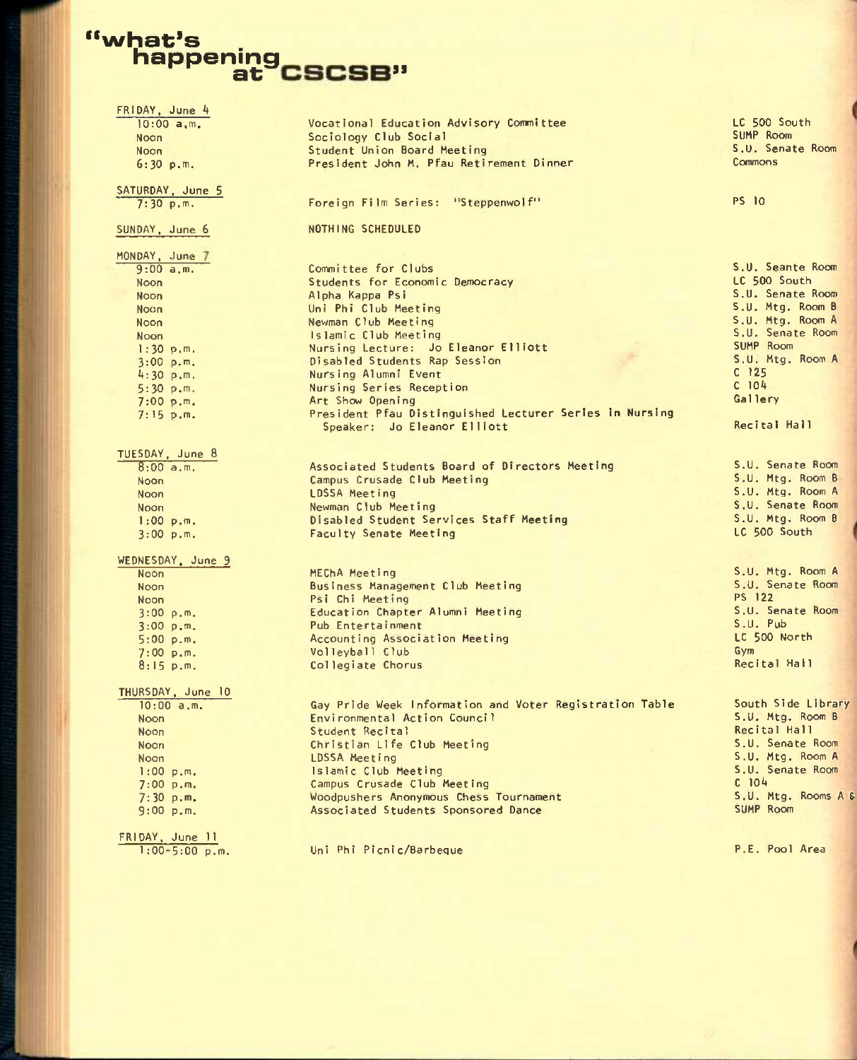# "what's happening at CSCSB"

| | | |
|---|---|---|
| **FRIDAY, June 4** | | |
| 10:00 a.m. | Vocational Education Advisory Committee | LC 500 South |
| Noon | Sociology Club Social | SUMP Room |
| Noon | Student Union Board Meeting | S.U. Senate Room |
| 6:30 p.m. | President John M. Pfau Retirement Dinner | Commons |
| **SATURDAY, June 5** | | |
| 7:30 p.m. | Foreign Film Series: "Steppenwolf" | PS 10 |
| **SUNDAY, June 6** | NOTHING SCHEDULED | |
| **MONDAY, June 7** | | |
| 9:00 a.m. | Committee for Clubs | S.U. Seante Room |
| Noon | Students for Economic Democracy | LC 500 South |
| Noon | Alpha Kappa Psi | S.U. Senate Room |
| Noon | Uni Phi Club Meeting | S.U. Mtg. Room B |
| Noon | Newman Club Meeting | S.U. Mtg. Room A |
| Noon | Islamic Club Meeting | S.U. Senate Room |
| 1:30 p.m. | Nursing Lecture: Jo Eleanor Elliott | SUMP Room |
| 3:00 p.m. | Disabled Students Rap Session | S.U. Mtg. Room A |
| 4:30 p.m. | Nursing Alumni Event | C 125 |
| 5:30 p.m. | Nursing Series Reception | C 104 |
| 7:00 p.m. | Art Show Opening | Gallery |
| 7:15 p.m. | President Pfau Distinguished Lecturer Series in Nursing Speaker: Jo Eleanor Elliott | Recital Hall |
| **TUESDAY, June 8** | | |
| 8:00 a.m. | Associated Students Board of Directors Meeting | S.U. Senate Room |
| Noon | Campus Crusade Club Meeting | S.U. Mtg. Room B |
| Noon | LDSSA Meeting | S.U. Mtg. Room A |
| Noon | Newman Club Meeting | S.U. Senate Room |
| 1:00 p.m. | Disabled Student Services Staff Meeting | S.U. Mtg. Room B |
| 3:00 p.m. | Faculty Senate Meeting | LC 500 South |
| **WEDNESDAY, June 9** | | |
| Noon | MEChA Meeting | S.U. Mtg. Room A |
| Noon | Business Management Club Meeting | S.U. Senate Room |
| Noon | Psi Chi Meeting | PS 122 |
| 3:00 p.m. | Education Chapter Alumni Meeting | S.U. Senate Room |
| 3:00 p.m. | Pub Entertainment | S.U. Pub |
| 5:00 p.m. | Accounting Association Meeting | LC 500 North |
| 7:00 p.m. | Volleyball Club | Gym |
| 8:15 p.m. | Collegiate Chorus | Recital Hall |
| **THURSDAY, June 10** | | |
| 10:00 a.m. | Gay Pride Week Information and Voter Registration Table | South Side Library |
| Noon | Environmental Action Council | S.U. Mtg. Room B |
| Noon | Student Recital | Recital Hall |
| Noon | Christian Life Club Meeting | S.U. Senate Room |
| Noon | LDSSA Meeting | S.U. Mtg. Room A |
| 1:00 p.m. | Islamic Club Meeting | S.U. Senate Room |
| 7:00 p.m. | Campus Crusade Club Meeting | C 104 |
| 7:30 p.m. | Woodpushers Anonymous Chess Tournament | S.U. Mtg. Rooms A & |
| 9:00 p.m. | Associated Students Sponsored Dance | SUMP Room |
| **FRIDAY, June 11** | | |
| 1:00-5:00 p.m. | Uni Phi Picnic/Barbeque | P.E. Pool Area |